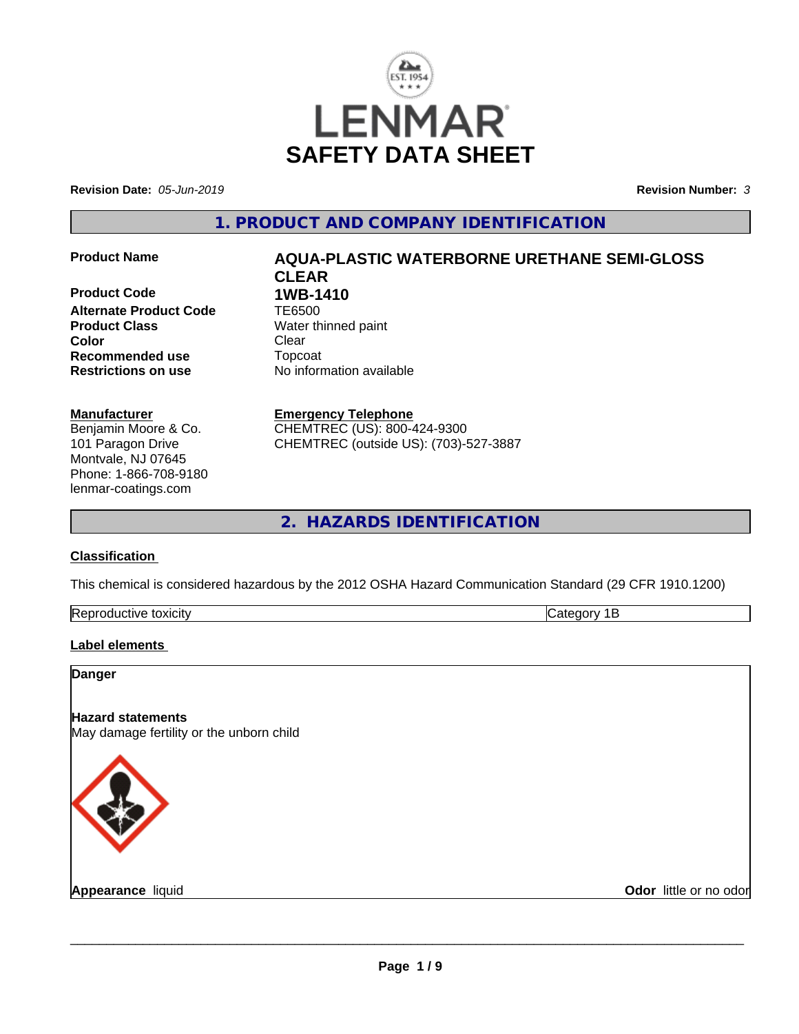# SAFETY DATA SHEET

**Revision Date:** *05-Jun-2019*

**Revision Number:** *3*

## 1. PRODUCT AND COMPANY IDENTIFICATION

| | |
|---|---|
| **Product Name** | **AQUA-PLASTIC WATERBORNE URETHANE SEMI-GLOSS CLEAR** |
| **Product Code** | **1WB-1410** |
| **Alternate Product Code** | TE6500 |
| **Product Class** | Water thinned paint |
| **Color** | Clear |
| **Recommended use** | Topcoat |
| **Restrictions on use** | No information available |

**Manufacturer**
Benjamin Moore & Co.
101 Paragon Drive
Montvale, NJ 07645
Phone: 1-866-708-9180
lenmar-coatings.com

**Emergency Telephone**
CHEMTREC (US): 800-424-9300
CHEMTREC (outside US): (703)-527-3887

## 2. HAZARDS IDENTIFICATION

**Classification**

This chemical is considered hazardous by the 2012 OSHA Hazard Communication Standard (29 CFR 1910.1200)

| | |
|---|---|
| Reproductive toxicity | Category 1B |

**Label elements**

**Danger**

**Hazard statements**
May damage fertility or the unborn child

**Appearance** liquid

**Odor** little or no odor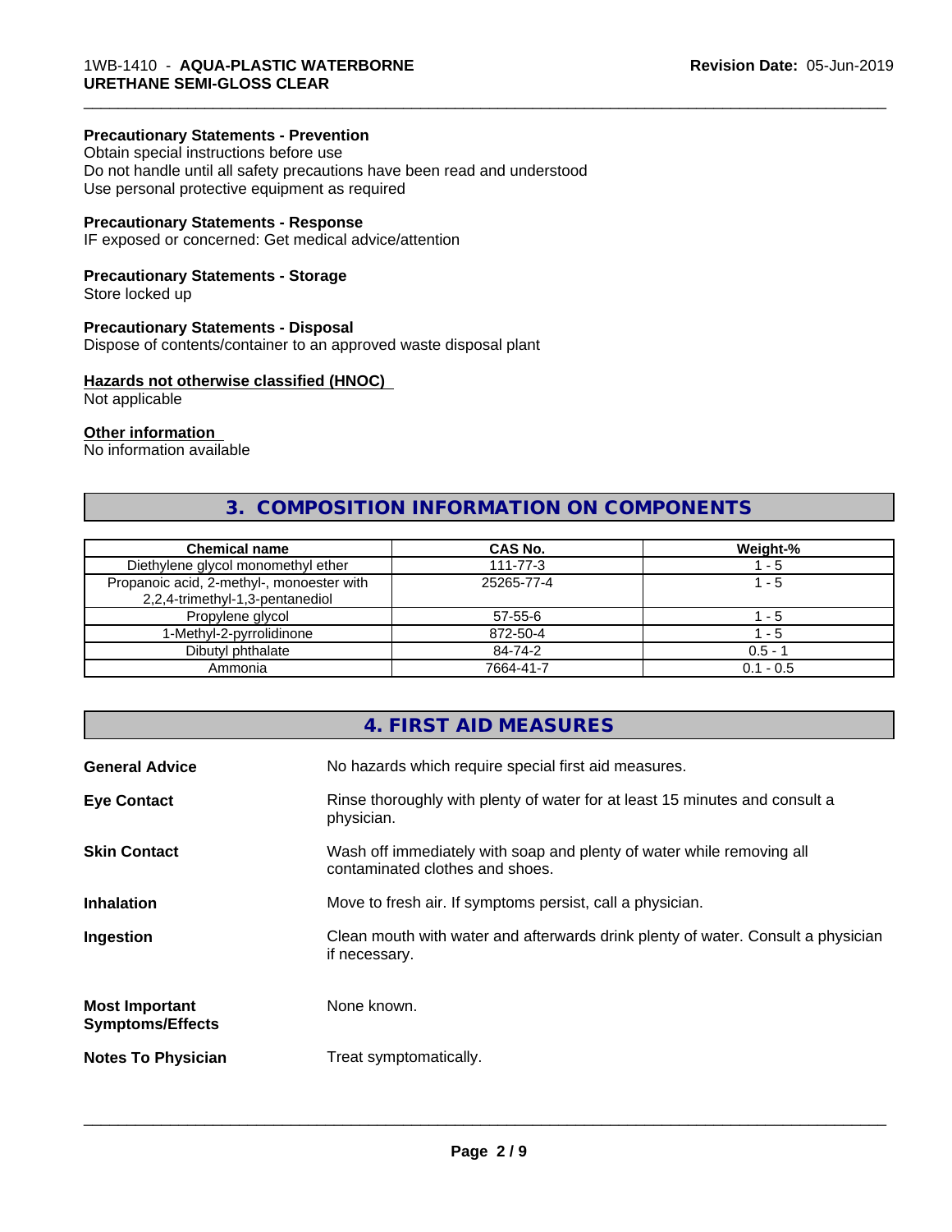**Precautionary Statements - Prevention**
Obtain special instructions before use
Do not handle until all safety precautions have been read and understood
Use personal protective equipment as required

**Precautionary Statements - Response**
IF exposed or concerned: Get medical advice/attention

**Precautionary Statements - Storage**
Store locked up

**Precautionary Statements - Disposal**
Dispose of contents/container to an approved waste disposal plant

**Hazards not otherwise classified (HNOC)**
Not applicable

**Other information**
No information available

## 3. COMPOSITION INFORMATION ON COMPONENTS

| Chemical name | CAS No. | Weight-% |
|---|---|---|
| Diethylene glycol monomethyl ether | 111-77-3 | 1 - 5 |
| Propanoic acid, 2-methyl-, monoester with 2,2,4-trimethyl-1,3-pentanediol | 25265-77-4 | 1 - 5 |
| Propylene glycol | 57-55-6 | 1 - 5 |
| 1-Methyl-2-pyrrolidinone | 872-50-4 | 1 - 5 |
| Dibutyl phthalate | 84-74-2 | 0.5 - 1 |
| Ammonia | 7664-41-7 | 0.1 - 0.5 |

## 4. FIRST AID MEASURES

**General Advice**
No hazards which require special first aid measures.

**Eye Contact**
Rinse thoroughly with plenty of water for at least 15 minutes and consult a physician.

**Skin Contact**
Wash off immediately with soap and plenty of water while removing all contaminated clothes and shoes.

**Inhalation**
Move to fresh air. If symptoms persist, call a physician.

**Ingestion**
Clean mouth with water and afterwards drink plenty of water. Consult a physician if necessary.

**Most Important Symptoms/Effects**
None known.

**Notes To Physician**
Treat symptomatically.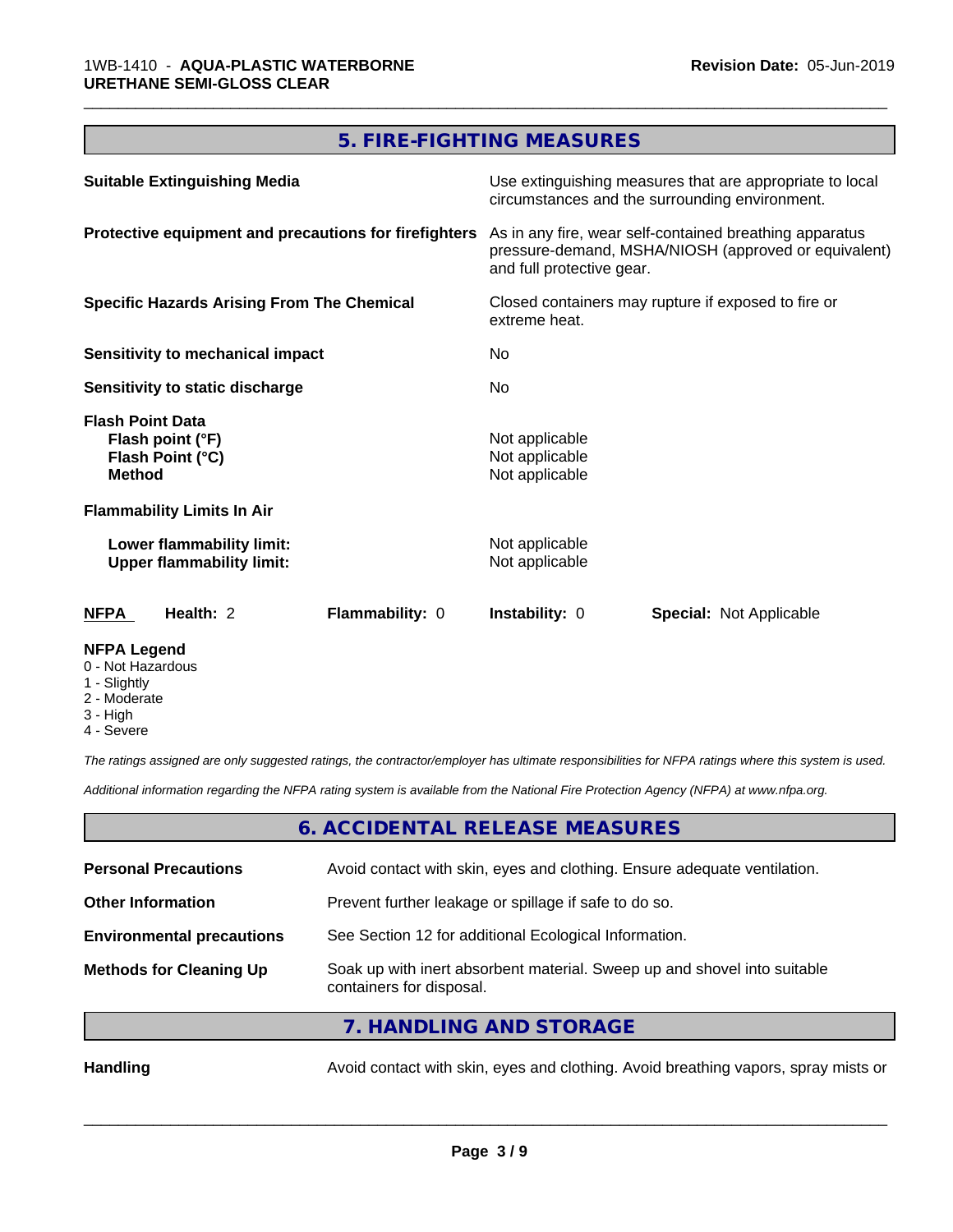## 5. FIRE-FIGHTING MEASURES

| | |
|---|---|
| **Suitable Extinguishing Media** | Use extinguishing measures that are appropriate to local circumstances and the surrounding environment. |
| **Protective equipment and precautions for firefighters** | As in any fire, wear self-contained breathing apparatus pressure-demand, MSHA/NIOSH (approved or equivalent) and full protective gear. |
| **Specific Hazards Arising From The Chemical** | Closed containers may rupture if exposed to fire or extreme heat. |
| **Sensitivity to mechanical impact** | No |
| **Sensitivity to static discharge** | No |

**Flash Point Data**

| | |
|---|---|
| **Flash point (°F)** | Not applicable |
| **Flash Point (°C)** | Not applicable |
| **Method** | Not applicable |

**Flammability Limits In Air**

| | |
|---|---|
| **Lower flammability limit:** | Not applicable |
| **Upper flammability limit:** | Not applicable |

| NFPA | Health: 2 | Flammability: 0 | Instability: 0 | Special: Not Applicable |
|---|---|---|---|---|

**NFPA Legend**
- 0 - Not Hazardous
- 1 - Slightly
- 2 - Moderate
- 3 - High
- 4 - Severe

*The ratings assigned are only suggested ratings, the contractor/employer has ultimate responsibilities for NFPA ratings where this system is used.*

*Additional information regarding the NFPA rating system is available from the National Fire Protection Agency (NFPA) at www.nfpa.org.*

## 6. ACCIDENTAL RELEASE MEASURES

| | |
|---|---|
| **Personal Precautions** | Avoid contact with skin, eyes and clothing. Ensure adequate ventilation. |
| **Other Information** | Prevent further leakage or spillage if safe to do so. |
| **Environmental precautions** | See Section 12 for additional Ecological Information. |
| **Methods for Cleaning Up** | Soak up with inert absorbent material. Sweep up and shovel into suitable containers for disposal. |

## 7. HANDLING AND STORAGE

| | |
|---|---|
| **Handling** | Avoid contact with skin, eyes and clothing. Avoid breathing vapors, spray mists or |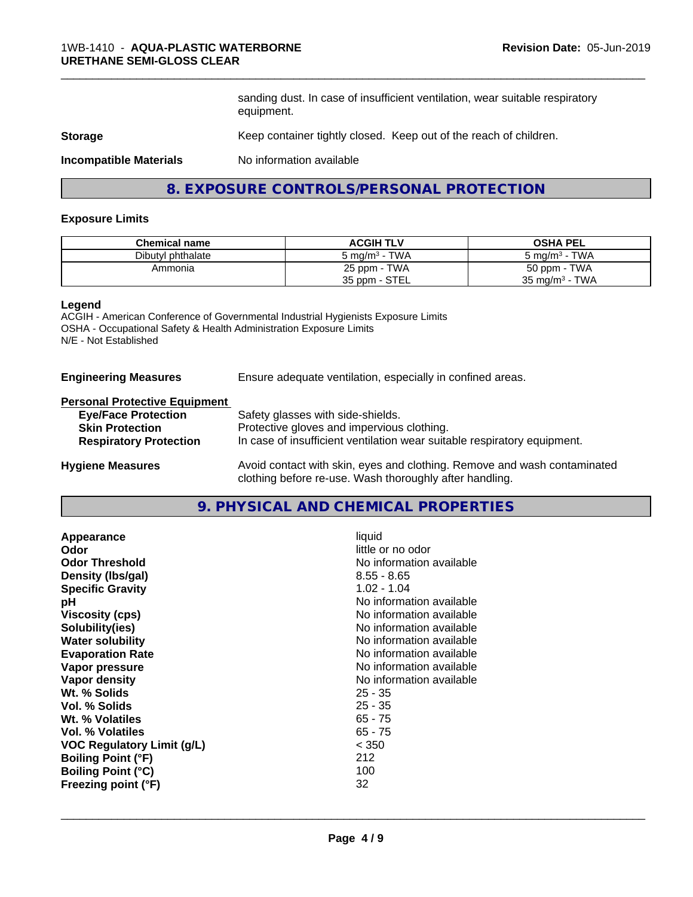sanding dust. In case of insufficient ventilation, wear suitable respiratory equipment.

**Storage** Keep container tightly closed. Keep out of the reach of children.

**Incompatible Materials** No information available

## 8. EXPOSURE CONTROLS/PERSONAL PROTECTION

### Exposure Limits

| Chemical name | ACGIH TLV | OSHA PEL |
|---|---|---|
| Dibutyl phthalate | 5 mg/m³ - TWA | 5 mg/m³ - TWA |
| Ammonia | 25 ppm - TWA<br>35 ppm - STEL | 50 ppm - TWA<br>35 mg/m³ - TWA |

**Legend**
ACGIH - American Conference of Governmental Industrial Hygienists Exposure Limits
OSHA - Occupational Safety & Health Administration Exposure Limits
N/E - Not Established

**Engineering Measures** Ensure adequate ventilation, especially in confined areas.

**Personal Protective Equipment**

- **Eye/Face Protection** Safety glasses with side-shields.
- **Skin Protection** Protective gloves and impervious clothing.
- **Respiratory Protection** In case of insufficient ventilation wear suitable respiratory equipment.

**Hygiene Measures** Avoid contact with skin, eyes and clothing. Remove and wash contaminated clothing before re-use. Wash thoroughly after handling.

## 9. PHYSICAL AND CHEMICAL PROPERTIES

| | |
|---|---|
| **Appearance** | liquid |
| **Odor** | little or no odor |
| **Odor Threshold** | No information available |
| **Density (lbs/gal)** | 8.55 - 8.65 |
| **Specific Gravity** | 1.02 - 1.04 |
| **pH** | No information available |
| **Viscosity (cps)** | No information available |
| **Solubility(ies)** | No information available |
| **Water solubility** | No information available |
| **Evaporation Rate** | No information available |
| **Vapor pressure** | No information available |
| **Vapor density** | No information available |
| **Wt. % Solids** | 25 - 35 |
| **Vol. % Solids** | 25 - 35 |
| **Wt. % Volatiles** | 65 - 75 |
| **Vol. % Volatiles** | 65 - 75 |
| **VOC Regulatory Limit (g/L)** | < 350 |
| **Boiling Point (°F)** | 212 |
| **Boiling Point (°C)** | 100 |
| **Freezing point (°F)** | 32 |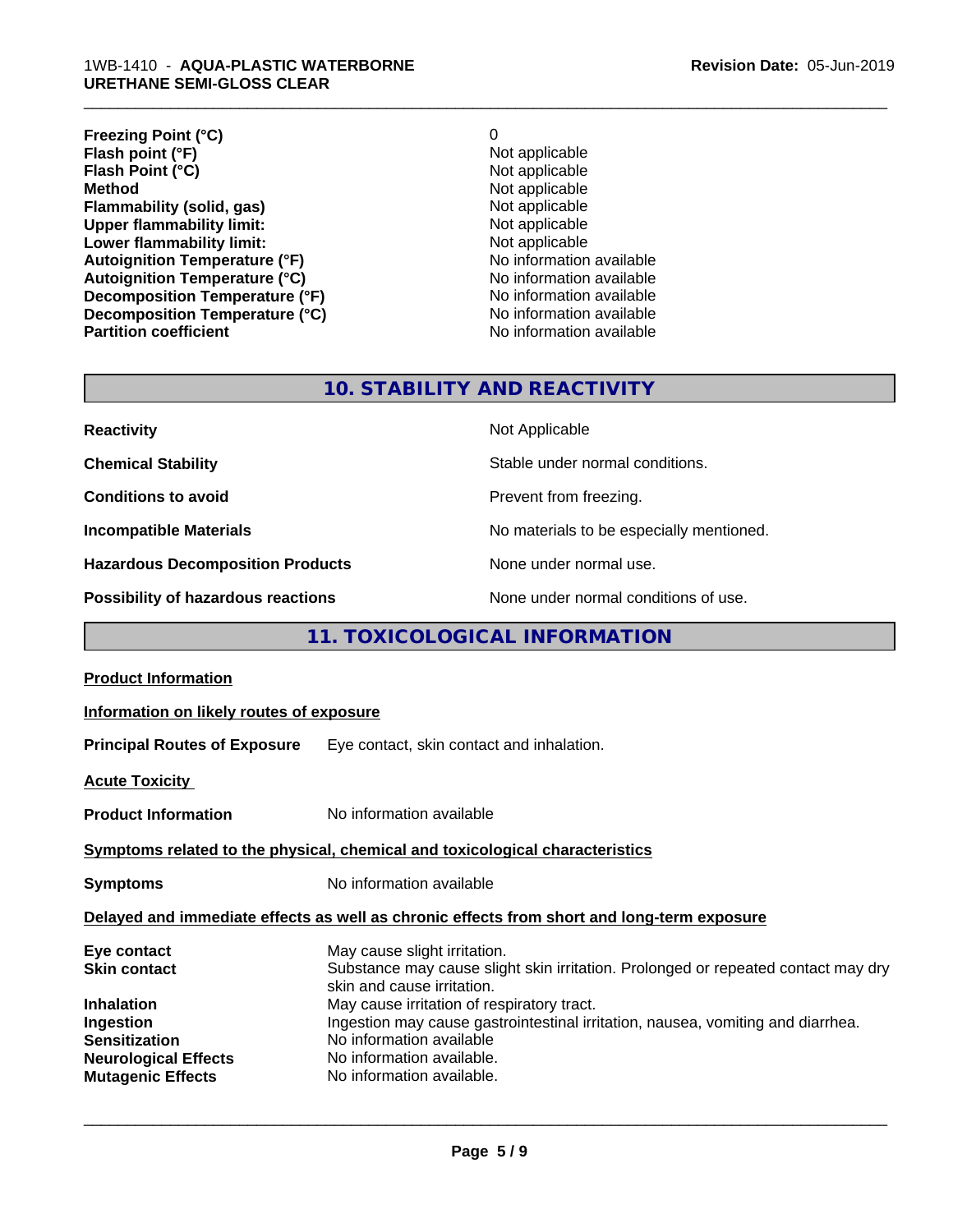| | |
|---|---|
| **Freezing Point (°C)** | 0 |
| **Flash point (°F)** | Not applicable |
| **Flash Point (°C)** | Not applicable |
| **Method** | Not applicable |
| **Flammability (solid, gas)** | Not applicable |
| **Upper flammability limit:** | Not applicable |
| **Lower flammability limit:** | Not applicable |
| **Autoignition Temperature (°F)** | No information available |
| **Autoignition Temperature (°C)** | No information available |
| **Decomposition Temperature (°F)** | No information available |
| **Decomposition Temperature (°C)** | No information available |
| **Partition coefficient** | No information available |

## 10. STABILITY AND REACTIVITY

| | |
|---|---|
| **Reactivity** | Not Applicable |
| **Chemical Stability** | Stable under normal conditions. |
| **Conditions to avoid** | Prevent from freezing. |
| **Incompatible Materials** | No materials to be especially mentioned. |
| **Hazardous Decomposition Products** | None under normal use. |
| **Possibility of hazardous reactions** | None under normal conditions of use. |

## 11. TOXICOLOGICAL INFORMATION

**Product Information**

**Information on likely routes of exposure**

**Principal Routes of Exposure** Eye contact, skin contact and inhalation.

**Acute Toxicity**

**Product Information** No information available

**Symptoms related to the physical, chemical and toxicological characteristics**

**Symptoms** No information available

**Delayed and immediate effects as well as chronic effects from short and long-term exposure**

| | |
|---|---|
| **Eye contact** | May cause slight irritation. |
| **Skin contact** | Substance may cause slight skin irritation. Prolonged or repeated contact may dry skin and cause irritation. |
| **Inhalation** | May cause irritation of respiratory tract. |
| **Ingestion** | Ingestion may cause gastrointestinal irritation, nausea, vomiting and diarrhea. |
| **Sensitization** | No information available |
| **Neurological Effects** | No information available. |
| **Mutagenic Effects** | No information available. |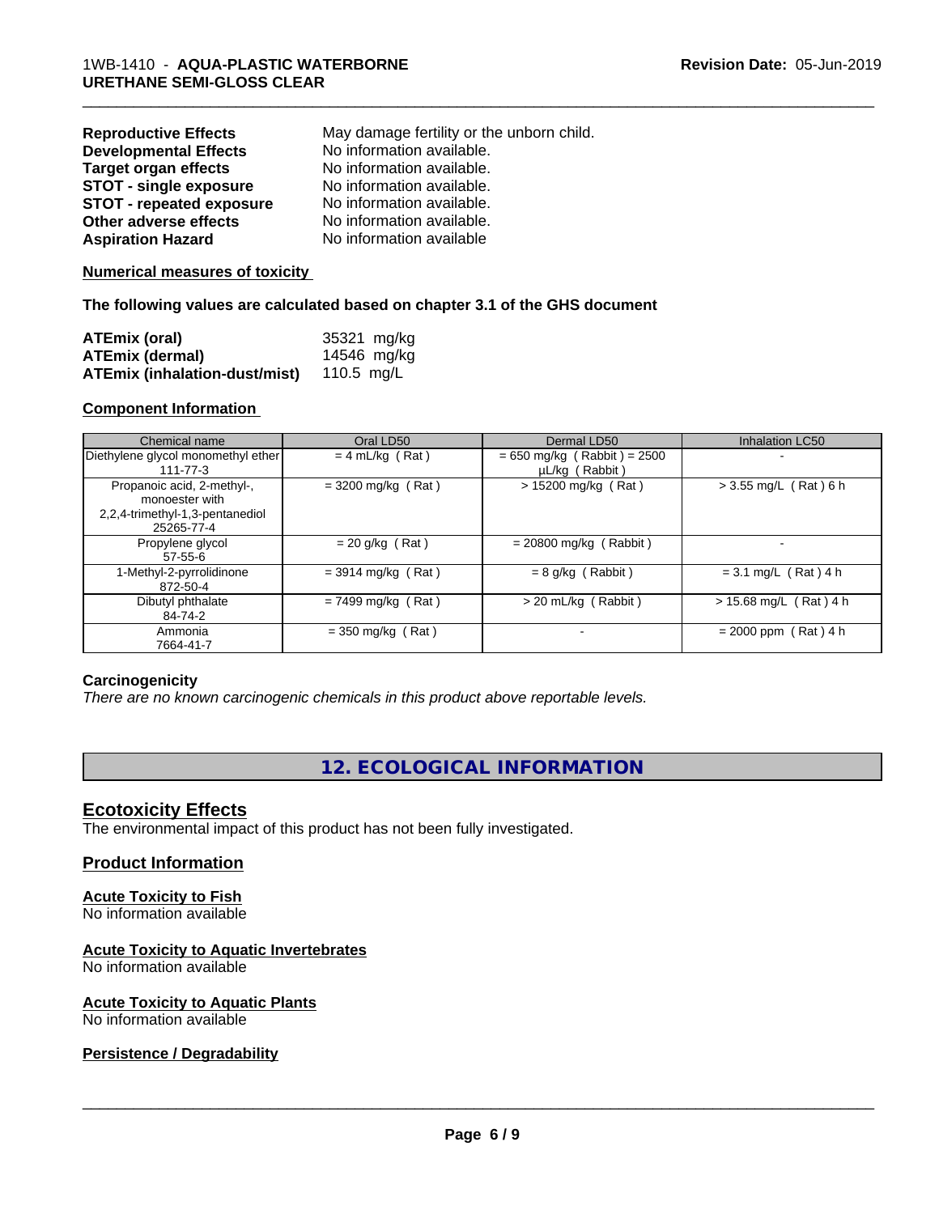| | |
|---|---|
| **Reproductive Effects** | May damage fertility or the unborn child. |
| **Developmental Effects** | No information available. |
| **Target organ effects** | No information available. |
| **STOT - single exposure** | No information available. |
| **STOT - repeated exposure** | No information available. |
| **Other adverse effects** | No information available. |
| **Aspiration Hazard** | No information available |

**Numerical measures of toxicity**

**The following values are calculated based on chapter 3.1 of the GHS document**

| | |
|---|---|
| **ATEmix (oral)** | 35321 mg/kg |
| **ATEmix (dermal)** | 14546 mg/kg |
| **ATEmix (inhalation-dust/mist)** | 110.5 mg/L |

**Component Information**

| Chemical name | Oral LD50 | Dermal LD50 | Inhalation LC50 |
|---|---|---|---|
| Diethylene glycol monomethyl ether<br>111-77-3 | = 4 mL/kg ( Rat ) | = 650 mg/kg ( Rabbit ) = 2500 µL/kg ( Rabbit ) | - |
| Propanoic acid, 2-methyl-, monoester with 2,2,4-trimethyl-1,3-pentanediol<br>25265-77-4 | = 3200 mg/kg ( Rat ) | > 15200 mg/kg ( Rat ) | > 3.55 mg/L ( Rat ) 6 h |
| Propylene glycol<br>57-55-6 | = 20 g/kg ( Rat ) | = 20800 mg/kg ( Rabbit ) | - |
| 1-Methyl-2-pyrrolidinone<br>872-50-4 | = 3914 mg/kg ( Rat ) | = 8 g/kg ( Rabbit ) | = 3.1 mg/L ( Rat ) 4 h |
| Dibutyl phthalate<br>84-74-2 | = 7499 mg/kg ( Rat ) | > 20 mL/kg ( Rabbit ) | > 15.68 mg/L ( Rat ) 4 h |
| Ammonia<br>7664-41-7 | = 350 mg/kg ( Rat ) | - | = 2000 ppm ( Rat ) 4 h |

**Carcinogenicity**

*There are no known carcinogenic chemicals in this product above reportable levels.*

## 12. ECOLOGICAL INFORMATION

### Ecotoxicity Effects

The environmental impact of this product has not been fully investigated.

### Product Information

**Acute Toxicity to Fish**
No information available

**Acute Toxicity to Aquatic Invertebrates**
No information available

**Acute Toxicity to Aquatic Plants**
No information available

**Persistence / Degradability**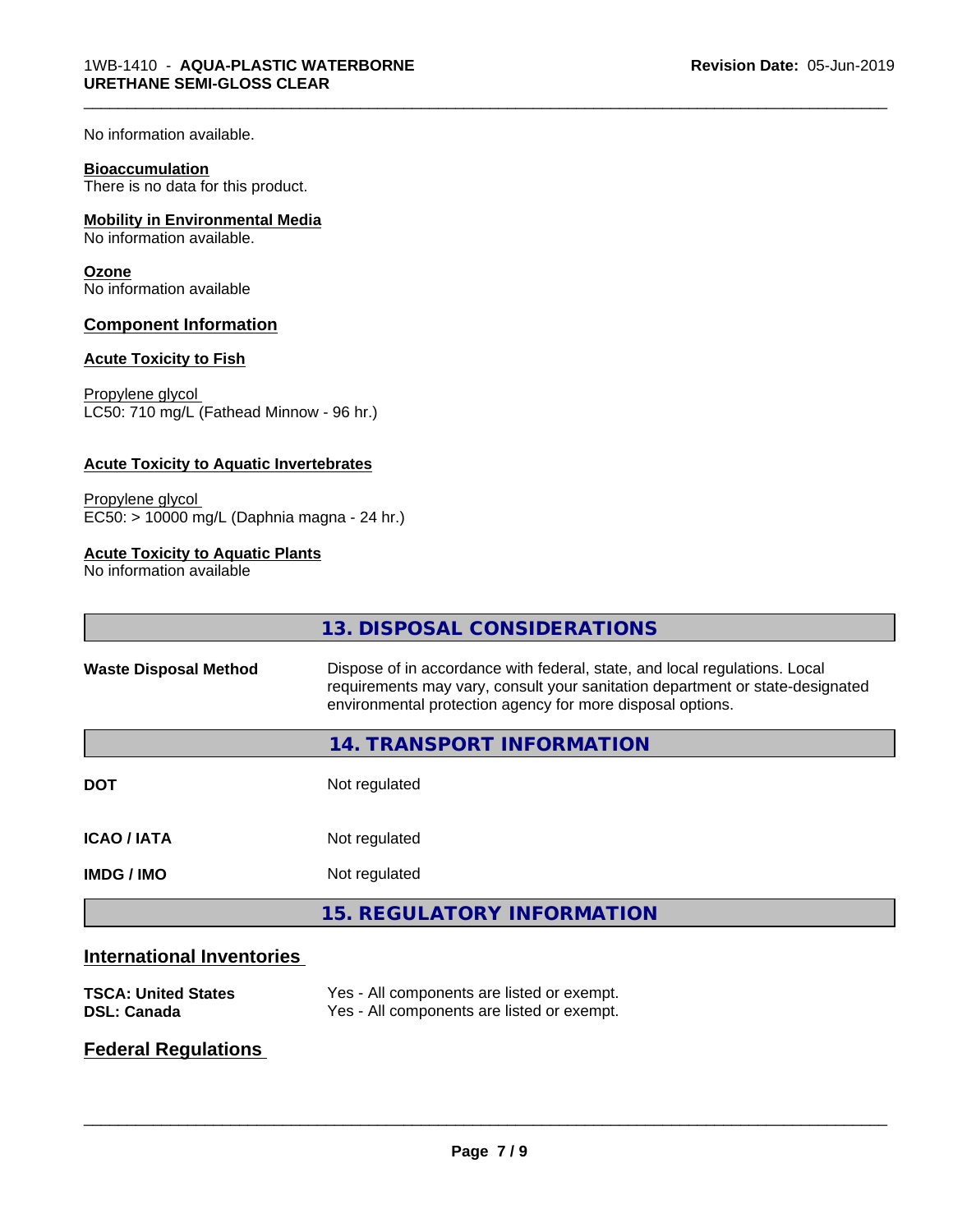No information available.

**Bioaccumulation**
There is no data for this product.

**Mobility in Environmental Media**
No information available.

**Ozone**
No information available

## Component Information

**Acute Toxicity to Fish**

Propylene glycol
LC50: 710 mg/L (Fathead Minnow - 96 hr.)

**Acute Toxicity to Aquatic Invertebrates**

Propylene glycol
EC50: > 10000 mg/L (Daphnia magna - 24 hr.)

**Acute Toxicity to Aquatic Plants**
No information available

## 13. DISPOSAL CONSIDERATIONS

**Waste Disposal Method** Dispose of in accordance with federal, state, and local regulations. Local requirements may vary, consult your sanitation department or state-designated environmental protection agency for more disposal options.

## 14. TRANSPORT INFORMATION

**DOT** Not regulated

**ICAO / IATA** Not regulated

**IMDG / IMO** Not regulated

## 15. REGULATORY INFORMATION

### International Inventories

**TSCA: United States** Yes - All components are listed or exempt.
**DSL: Canada** Yes - All components are listed or exempt.

### Federal Regulations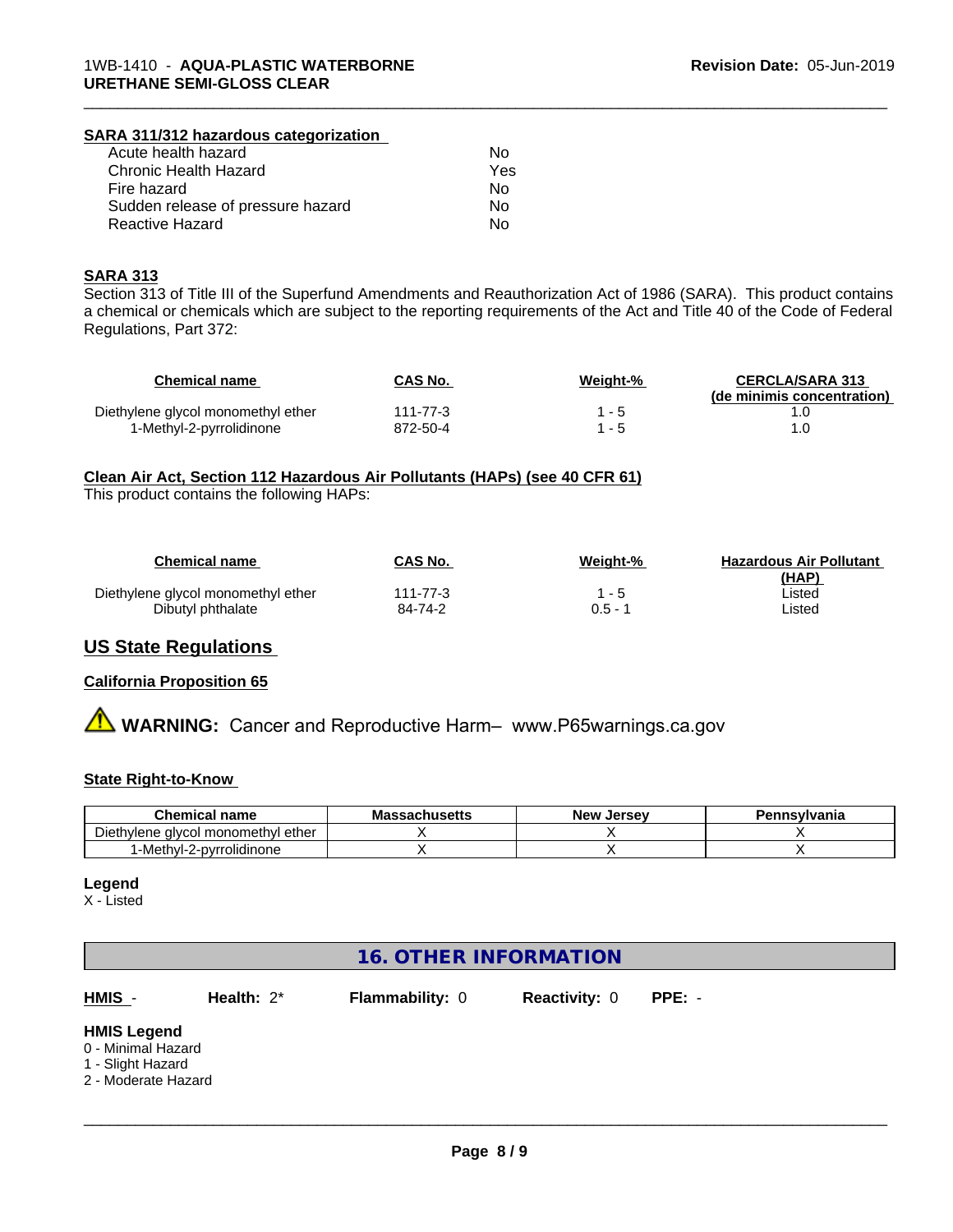**SARA 311/312 hazardous categorization**

| | |
|---|---|
| Acute health hazard | No |
| Chronic Health Hazard | Yes |
| Fire hazard | No |
| Sudden release of pressure hazard | No |
| Reactive Hazard | No |

**SARA 313**

Section 313 of Title III of the Superfund Amendments and Reauthorization Act of 1986 (SARA). This product contains a chemical or chemicals which are subject to the reporting requirements of the Act and Title 40 of the Code of Federal Regulations, Part 372:

| Chemical name | CAS No. | Weight-% | CERCLA/SARA 313 (de minimis concentration) |
|---|---|---|---|
| Diethylene glycol monomethyl ether | 111-77-3 | 1 - 5 | 1.0 |
| 1-Methyl-2-pyrrolidinone | 872-50-4 | 1 - 5 | 1.0 |

**Clean Air Act, Section 112 Hazardous Air Pollutants (HAPs) (see 40 CFR 61)**

This product contains the following HAPs:

| Chemical name | CAS No. | Weight-% | Hazardous Air Pollutant (HAP) |
|---|---|---|---|
| Diethylene glycol monomethyl ether | 111-77-3 | 1 - 5 | Listed |
| Dibutyl phthalate | 84-74-2 | 0.5 - 1 | Listed |

## US State Regulations

**California Proposition 65**

⚠ **WARNING:** Cancer and Reproductive Harm– www.P65warnings.ca.gov

**State Right-to-Know**

| Chemical name | Massachusetts | New Jersey | Pennsylvania |
|---|---|---|---|
| Diethylene glycol monomethyl ether | X | X | X |
| 1-Methyl-2-pyrrolidinone | X | X | X |

**Legend**

X - Listed

## 16. OTHER INFORMATION

**HMIS** - **Health:** 2* **Flammability:** 0 **Reactivity:** 0 **PPE:** -

**HMIS Legend**

0 - Minimal Hazard
1 - Slight Hazard
2 - Moderate Hazard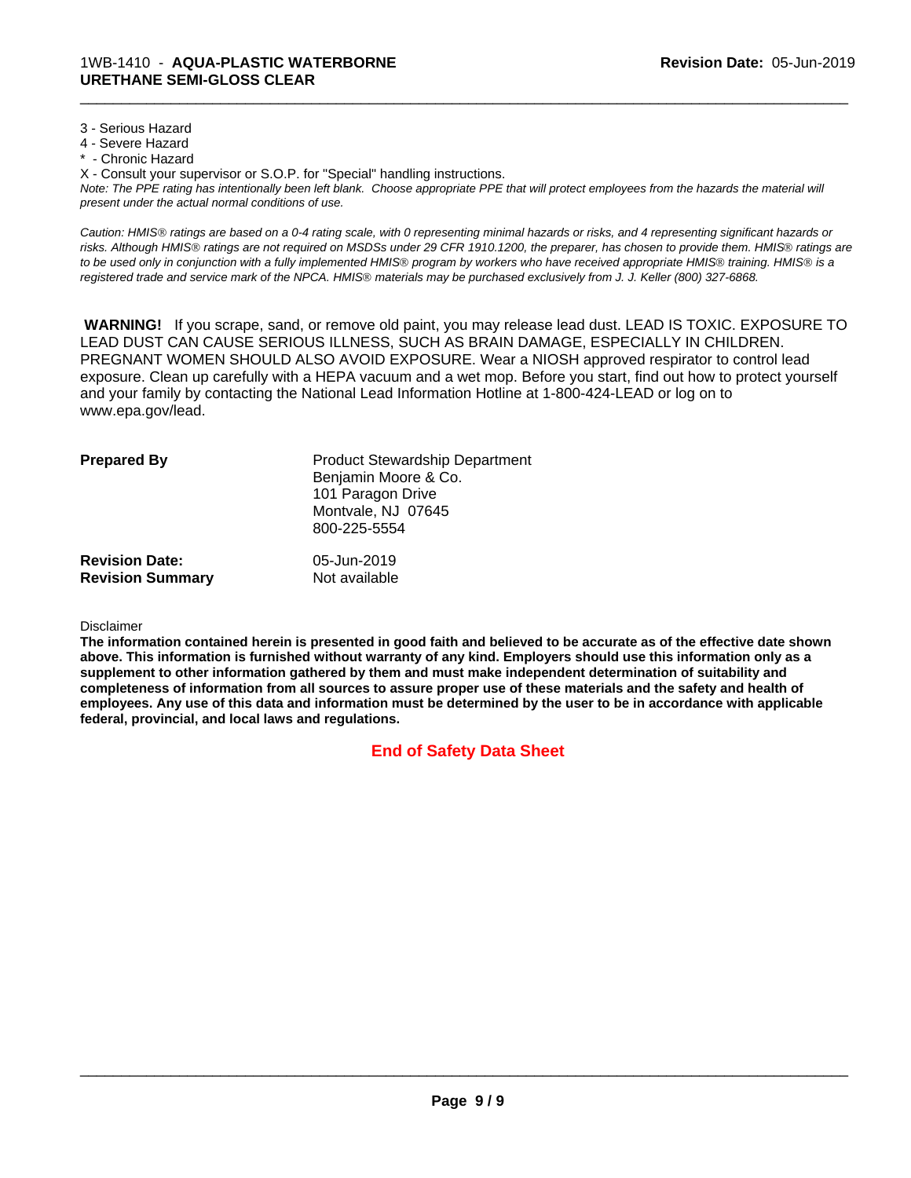3 - Serious Hazard
4 - Severe Hazard
* - Chronic Hazard
X - Consult your supervisor or S.O.P. for "Special" handling instructions.

*Note: The PPE rating has intentionally been left blank. Choose appropriate PPE that will protect employees from the hazards the material will present under the actual normal conditions of use.*

*Caution: HMIS® ratings are based on a 0-4 rating scale, with 0 representing minimal hazards or risks, and 4 representing significant hazards or risks. Although HMIS® ratings are not required on MSDSs under 29 CFR 1910.1200, the preparer, has chosen to provide them. HMIS® ratings are to be used only in conjunction with a fully implemented HMIS® program by workers who have received appropriate HMIS® training. HMIS® is a registered trade and service mark of the NPCA. HMIS® materials may be purchased exclusively from J. J. Keller (800) 327-6868.*

**WARNING!** If you scrape, sand, or remove old paint, you may release lead dust. LEAD IS TOXIC. EXPOSURE TO LEAD DUST CAN CAUSE SERIOUS ILLNESS, SUCH AS BRAIN DAMAGE, ESPECIALLY IN CHILDREN. PREGNANT WOMEN SHOULD ALSO AVOID EXPOSURE. Wear a NIOSH approved respirator to control lead exposure. Clean up carefully with a HEPA vacuum and a wet mop. Before you start, find out how to protect yourself and your family by contacting the National Lead Information Hotline at 1-800-424-LEAD or log on to www.epa.gov/lead.

| | |
|---|---|
| **Prepared By** | Product Stewardship Department<br>Benjamin Moore & Co.<br>101 Paragon Drive<br>Montvale, NJ 07645<br>800-225-5554 |
| **Revision Date:** | 05-Jun-2019 |
| **Revision Summary** | Not available |

Disclaimer

**The information contained herein is presented in good faith and believed to be accurate as of the effective date shown above. This information is furnished without warranty of any kind. Employers should use this information only as a supplement to other information gathered by them and must make independent determination of suitability and completeness of information from all sources to assure proper use of these materials and the safety and health of employees. Any use of this data and information must be determined by the user to be in accordance with applicable federal, provincial, and local laws and regulations.**

**End of Safety Data Sheet**